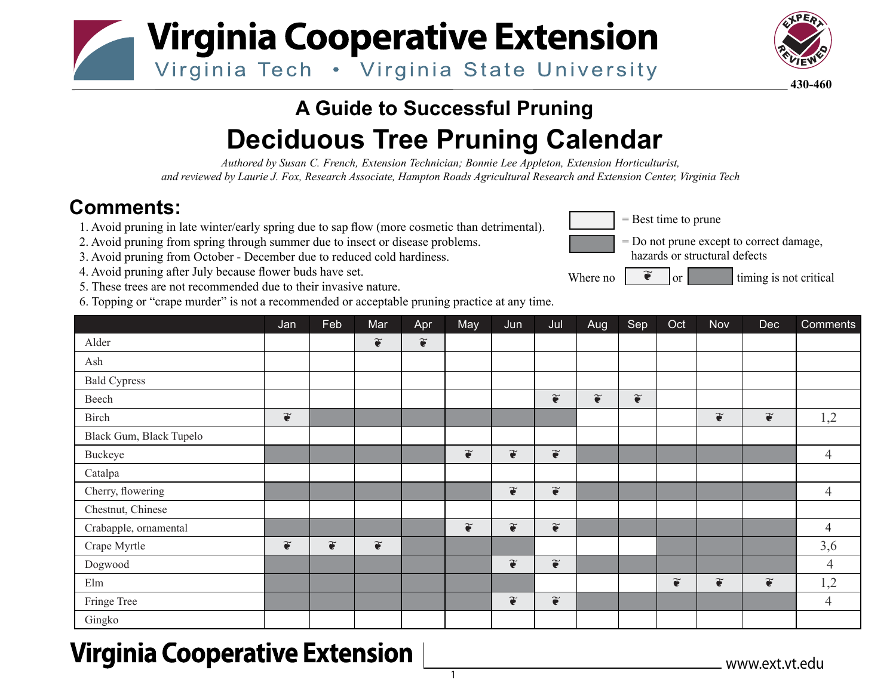# Virginia Cooperative Extension

Virginia Tech • Virginia State University

430-460

## A Guide to Successful Pruning

# Deciduous Tree Pruning Calendar

*Authored by Susan C. French, Extension Technician; Bonnie Lee Appleton, Extension Horticulturist, and reviewed by Laurie J. Fox, Research Associate, Hampton Roads Agricultural Research and Extension Center, Virginia Tech*

## Comments:

1. Avoid pruning in late winter/early spring due to sap flow (more cosmetic than detrimental).
2. Avoid pruning from spring through summer due to insect or disease problems.
3. Avoid pruning from October - December due to reduced cold hardiness.
4. Avoid pruning after July because flower buds have set.
5. These trees are not recommended due to their invasive nature.
6. Topping or "crape murder" is not a recommended or acceptable pruning practice at any time.

❦ = Best time to prune

▓ = Do not prune except to correct damage, hazards or structural defects

Where no ❦ or ▓ timing is not critical

| | Jan | Feb | Mar | Apr | May | Jun | Jul | Aug | Sep | Oct | Nov | Dec | Comments |
|---|---|---|---|---|---|---|---|---|---|---|---|---|---|
| Alder | | | ❦ | ❦ | | | | | | | | | |
| Ash | | | | | | | | | | | | | |
| Bald Cypress | | | | | | | | | | | | | |
| Beech | | | | | | | ❦ | ❦ | ❦ | | | | |
| Birch | ❦ | ▓ | ▓ | ▓ | ▓ | ▓ | ▓ | | | | ❦ | ❦ | 1,2 |
| Black Gum, Black Tupelo | | | | | | | | | | | | | |
| Buckeye | ▓ | ▓ | ▓ | ▓ | ❦ | ❦ | ❦ | ▓ | ▓ | ▓ | ▓ | ▓ | 4 |
| Catalpa | | | | | | | | | | | | | |
| Cherry, flowering | ▓ | ▓ | ▓ | ▓ | ▓ | ❦ | ❦ | ▓ | ▓ | ▓ | ▓ | ▓ | 4 |
| Chestnut, Chinese | | | | | | | | | | | | | |
| Crabapple, ornamental | ▓ | ▓ | ▓ | ▓ | ❦ | ❦ | ❦ | ▓ | ▓ | ▓ | ▓ | ▓ | 4 |
| Crape Myrtle | ❦ | ❦ | ❦ | ▓ | ▓ | ▓ | | | | ▓ | ▓ | ▓ | 3,6 |
| Dogwood | ▓ | ▓ | ▓ | ▓ | ▓ | ❦ | ❦ | ▓ | ▓ | ▓ | ▓ | ▓ | 4 |
| Elm | ▓ | ▓ | ▓ | ▓ | ▓ | ▓ | | | | ❦ | ❦ | ❦ | 1,2 |
| Fringe Tree | ▓ | ▓ | ▓ | ▓ | ▓ | ❦ | ❦ | ▓ | ▓ | ▓ | ▓ | ▓ | 4 |
| Gingko | | | | | | | | | | | | | |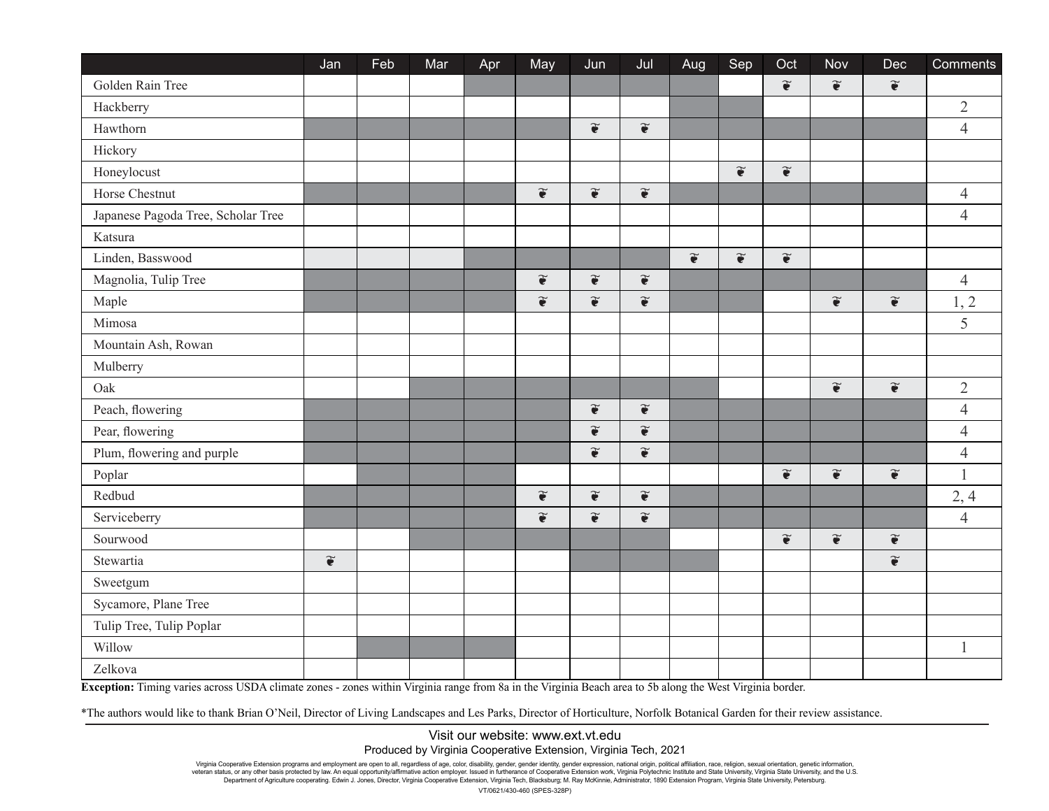| | Jan | Feb | Mar | Apr | May | Jun | Jul | Aug | Sep | Oct | Nov | Dec | Comments |
|---|---|---|---|---|---|---|---|---|---|---|---|---|---|
| Golden Rain Tree | | | | | | | | | | ❦ | ❦ | ❦ | |
| Hackberry | | | | | | | | | | | | | 2 |
| Hawthorn | | | | | | ❦ | ❦ | | | | | | 4 |
| Hickory | | | | | | | | | | | | | |
| Honeylocust | | | | | | | | | ❦ | ❦ | | | |
| Horse Chestnut | | | | | ❦ | ❦ | ❦ | | | | | | 4 |
| Japanese Pagoda Tree, Scholar Tree | | | | | | | | | | | | | 4 |
| Katsura | | | | | | | | | | | | | |
| Linden, Basswood | | | | | | | | ❦ | ❦ | ❦ | | | |
| Magnolia, Tulip Tree | | | | | ❦ | ❦ | ❦ | | | | | | 4 |
| Maple | | | | | ❦ | ❦ | ❦ | | | | ❦ | ❦ | 1, 2 |
| Mimosa | | | | | | | | | | | | | 5 |
| Mountain Ash, Rowan | | | | | | | | | | | | | |
| Mulberry | | | | | | | | | | | | | |
| Oak | | | | | | | | | | | ❦ | ❦ | 2 |
| Peach, flowering | | | | | | ❦ | ❦ | | | | | | 4 |
| Pear, flowering | | | | | | ❦ | ❦ | | | | | | 4 |
| Plum, flowering and purple | | | | | | ❦ | ❦ | | | | | | 4 |
| Poplar | | | | | | | | | | ❦ | ❦ | ❦ | 1 |
| Redbud | | | | | ❦ | ❦ | ❦ | | | | | | 2, 4 |
| Serviceberry | | | | | ❦ | ❦ | ❦ | | | | | | 4 |
| Sourwood | | | | | | | | | | ❦ | ❦ | ❦ | |
| Stewartia | ❦ | | | | | | | | | | | ❦ | |
| Sweetgum | | | | | | | | | | | | | |
| Sycamore, Plane Tree | | | | | | | | | | | | | |
| Tulip Tree, Tulip Poplar | | | | | | | | | | | | | |
| Willow | | | | | | | | | | | | | 1 |
| Zelkova | | | | | | | | | | | | | |

**Exception:** Timing varies across USDA climate zones - zones within Virginia range from 8a in the Virginia Beach area to 5b along the West Virginia border.

*The authors would like to thank Brian O'Neil, Director of Living Landscapes and Les Parks, Director of Horticulture, Norfolk Botanical Garden for their review assistance.

Visit our website: www.ext.vt.edu

Produced by Virginia Cooperative Extension, Virginia Tech, 2021

Virginia Cooperative Extension programs and employment are open to all, regardless of age, color, disability, gender, gender identity, gender expression, national origin, political affiliation, race, religion, sexual orientation, genetic information, veteran status, or any other basis protected by law. An equal opportunity/affirmative action employer. Issued in furtherance of Cooperative Extension work, Virginia Polytechnic Institute and State University, Virginia State University, and the U.S. Department of Agriculture cooperating. Edwin J. Jones, Director, Virginia Cooperative Extension, Virginia Tech, Blacksburg; M. Ray McKinnie, Administrator, 1890 Extension Program, Virginia State University, Petersburg.

VT/0621/430-460 (SPES-328P)